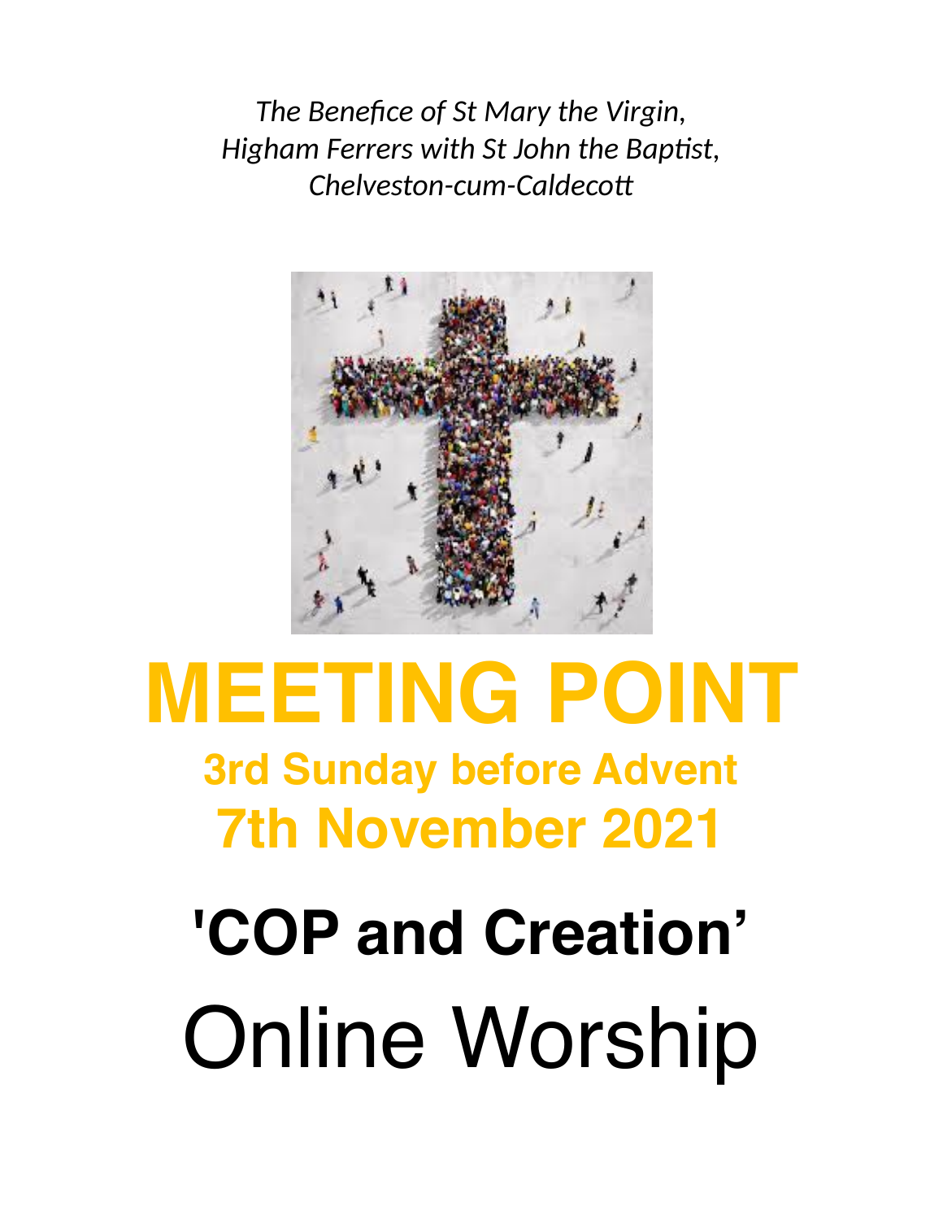*The Benefice of St Mary the Virgin,*
*Higham Ferrers with St John the Baptist,*
*Chelveston-cum-Caldecott*

# MEETING POINT

## 3rd Sunday before Advent

## 7th November 2021

# 'COP and Creation'

# Online Worship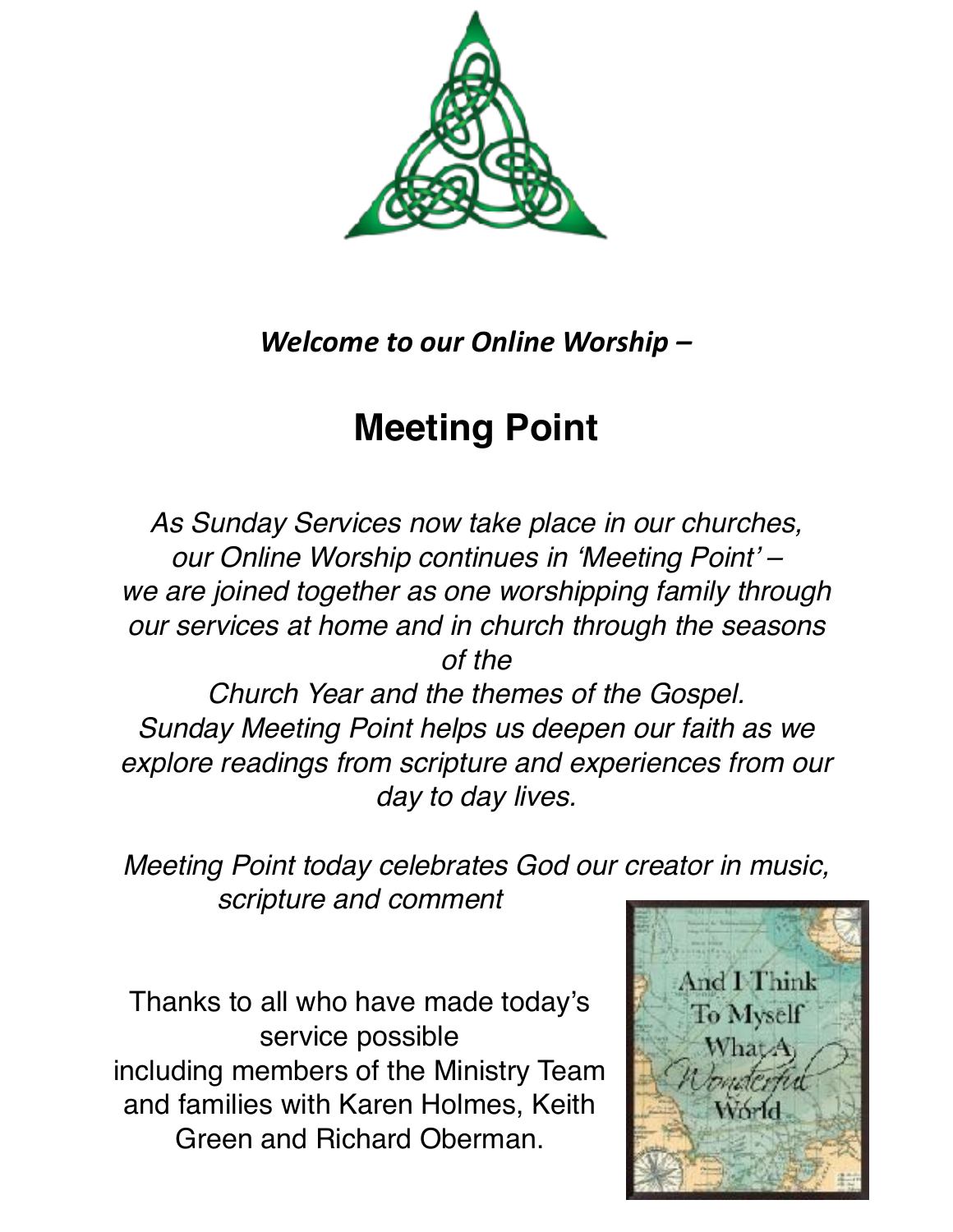*Welcome to our Online Worship –*

# Meeting Point

*As Sunday Services now take place in our churches, our Online Worship continues in 'Meeting Point' – we are joined together as one worshipping family through our services at home and in church through the seasons of the Church Year and the themes of the Gospel. Sunday Meeting Point helps us deepen our faith as we explore readings from scripture and experiences from our day to day lives.*

*Meeting Point today celebrates God our creator in music, scripture and comment*

Thanks to all who have made today's service possible including members of the Ministry Team and families with Karen Holmes, Keith Green and Richard Oberman.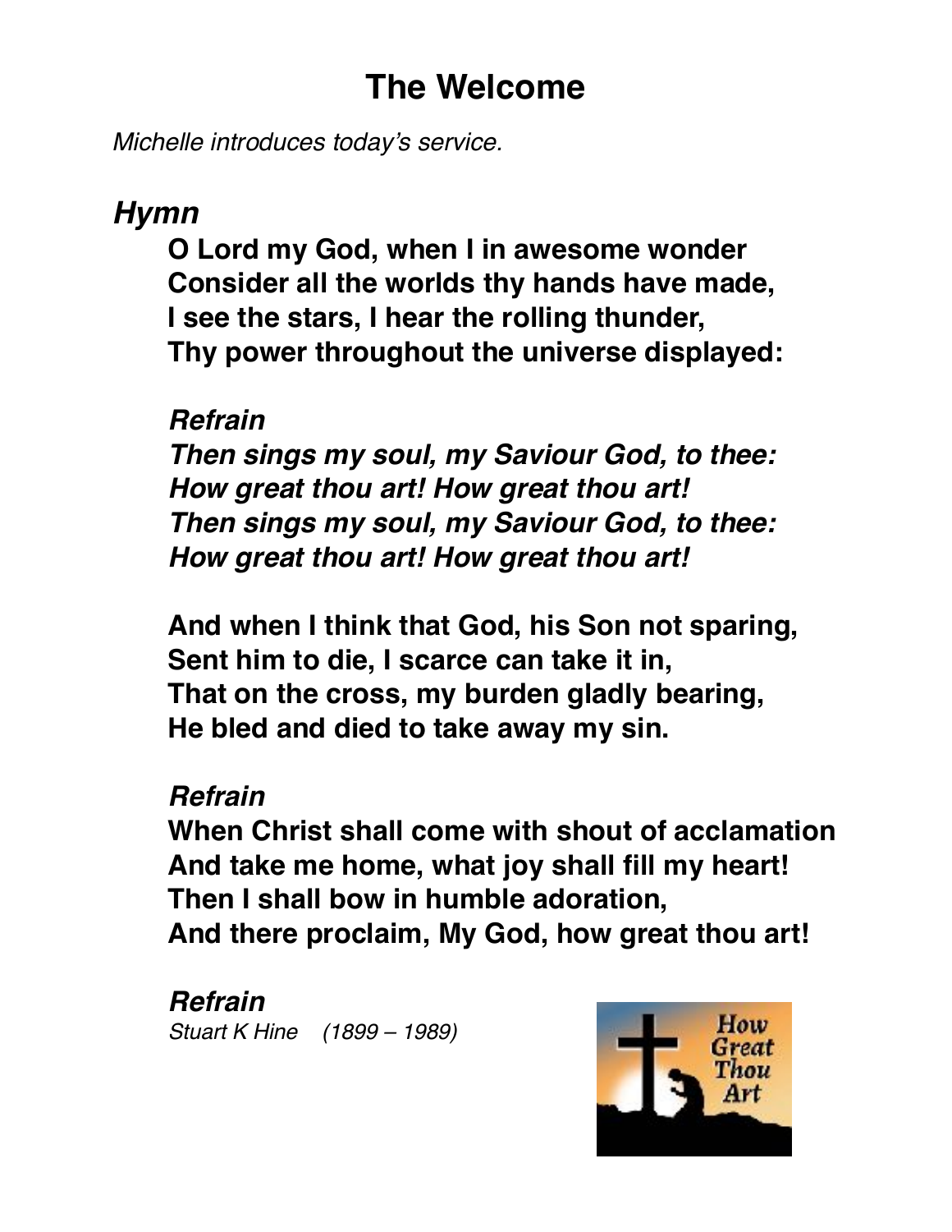# The Welcome

*Michelle introduces today's service.*

## *Hymn*

**O Lord my God, when I in awesome wonder**
**Consider all the worlds thy hands have made,**
**I see the stars, I hear the rolling thunder,**
**Thy power throughout the universe displayed:**

***Refrain***
***Then sings my soul, my Saviour God, to thee:***
***How great thou art! How great thou art!***
***Then sings my soul, my Saviour God, to thee:***
***How great thou art! How great thou art!***

**And when I think that God, his Son not sparing,**
**Sent him to die, I scarce can take it in,**
**That on the cross, my burden gladly bearing,**
**He bled and died to take away my sin.**

***Refrain***

**When Christ shall come with shout of acclamation**
**And take me home, what joy shall fill my heart!**
**Then I shall bow in humble adoration,**
**And there proclaim, My God, how great thou art!**

***Refrain***

*Stuart K Hine (1899 – 1989)*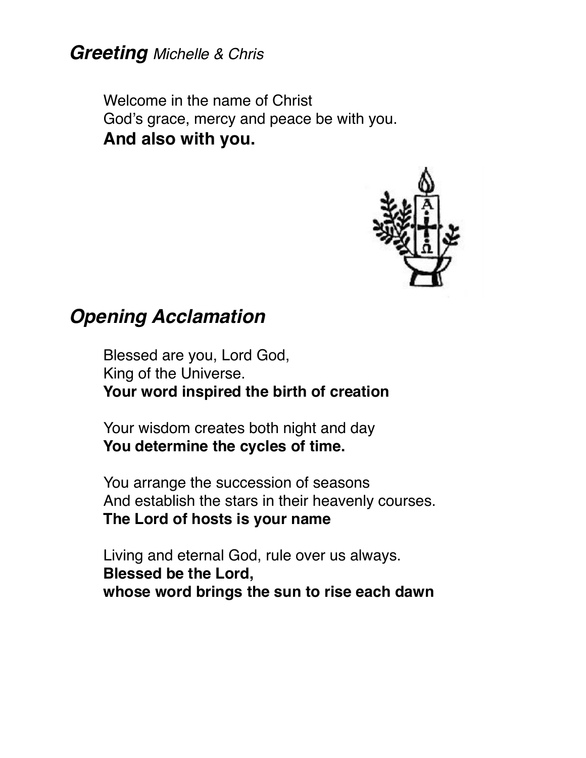## ***Greeting*** *Michelle & Chris*

Welcome in the name of Christ
God's grace, mercy and peace be with you.
**And also with you.**

## ***Opening Acclamation***

Blessed are you, Lord God,
King of the Universe.
**Your word inspired the birth of creation**

Your wisdom creates both night and day
**You determine the cycles of time.**

You arrange the succession of seasons
And establish the stars in their heavenly courses.
**The Lord of hosts is your name**

Living and eternal God, rule over us always.
**Blessed be the Lord,**
**whose word brings the sun to rise each dawn**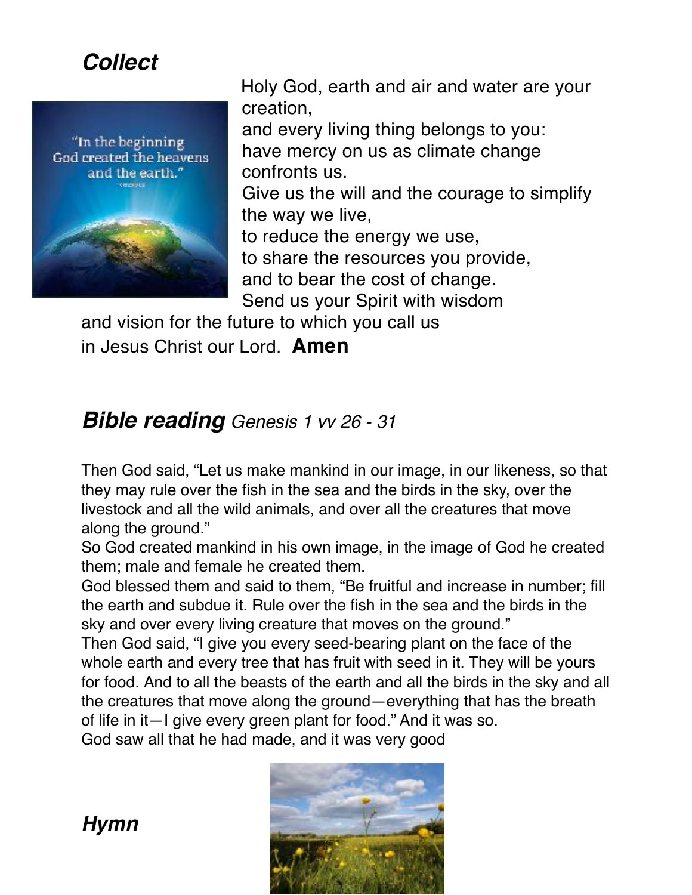## *Collect*

Holy God, earth and air and water are your creation,
and every living thing belongs to you:
have mercy on us as climate change confronts us.
Give us the will and the courage to simplify the way we live,
to reduce the energy we use,
to share the resources you provide,
and to bear the cost of change.
Send us your Spirit with wisdom
and vision for the future to which you call us
in Jesus Christ our Lord. **Amen**

## ***Bible reading*** *Genesis 1 vv 26 - 31*

Then God said, "Let us make mankind in our image, in our likeness, so that they may rule over the fish in the sea and the birds in the sky, over the livestock and all the wild animals, and over all the creatures that move along the ground."
So God created mankind in his own image, in the image of God he created them; male and female he created them.
God blessed them and said to them, "Be fruitful and increase in number; fill the earth and subdue it. Rule over the fish in the sea and the birds in the sky and over every living creature that moves on the ground."
Then God said, "I give you every seed-bearing plant on the face of the whole earth and every tree that has fruit with seed in it. They will be yours for food. And to all the beasts of the earth and all the birds in the sky and all the creatures that move along the ground—everything that has the breath of life in it—I give every green plant for food." And it was so.
God saw all that he had made, and it was very good

## *Hymn*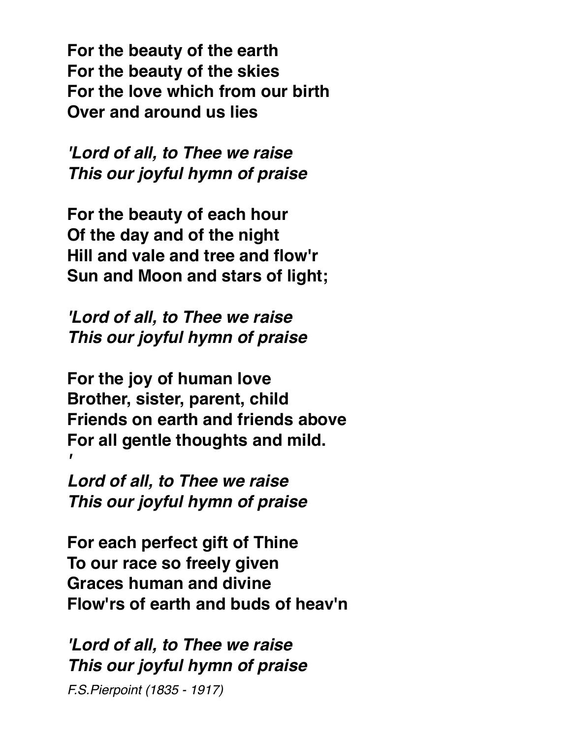**For the beauty of the earth**
**For the beauty of the skies**
**For the love which from our birth**
**Over and around us lies**

***'Lord of all, to Thee we raise***
***This our joyful hymn of praise***

**For the beauty of each hour**
**Of the day and of the night**
**Hill and vale and tree and flow'r**
**Sun and Moon and stars of light;**

***'Lord of all, to Thee we raise***
***This our joyful hymn of praise***

**For the joy of human love**
**Brother, sister, parent, child**
**Friends on earth and friends above**
**For all gentle thoughts and mild.**
***'***
***Lord of all, to Thee we raise***
***This our joyful hymn of praise***

**For each perfect gift of Thine**
**To our race so freely given**
**Graces human and divine**
**Flow'rs of earth and buds of heav'n**

***'Lord of all, to Thee we raise***
***This our joyful hymn of praise***

*F.S.Pierpoint (1835 - 1917)*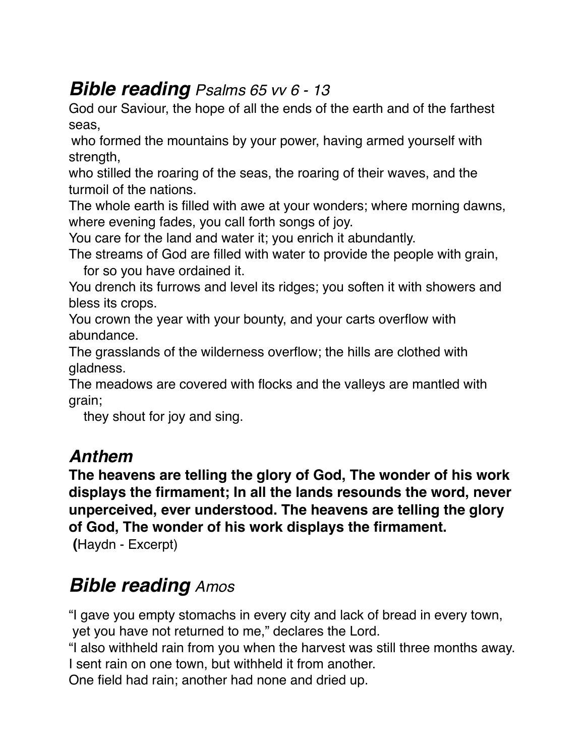## ***Bible reading*** *Psalms 65 vv 6 - 13*

God our Saviour, the hope of all the ends of the earth and of the farthest seas,
who formed the mountains by your power, having armed yourself with strength,
who stilled the roaring of the seas, the roaring of their waves, and the turmoil of the nations.
The whole earth is filled with awe at your wonders; where morning dawns, where evening fades, you call forth songs of joy.
You care for the land and water it; you enrich it abundantly.
The streams of God are filled with water to provide the people with grain,
for so you have ordained it.
You drench its furrows and level its ridges; you soften it with showers and bless its crops.
You crown the year with your bounty, and your carts overflow with abundance.
The grasslands of the wilderness overflow; the hills are clothed with gladness.
The meadows are covered with flocks and the valleys are mantled with grain;
they shout for joy and sing.

### ***Anthem***

**The heavens are telling the glory of God, The wonder of his work displays the firmament; In all the lands resounds the word, never unperceived, ever understood. The heavens are telling the glory of God, The wonder of his work displays the firmament.**
**(**Haydn - Excerpt)

## ***Bible reading*** *Amos*

"I gave you empty stomachs in every city and lack of bread in every town,
yet you have not returned to me," declares the Lord.
"I also withheld rain from you when the harvest was still three months away.
I sent rain on one town, but withheld it from another.
One field had rain; another had none and dried up.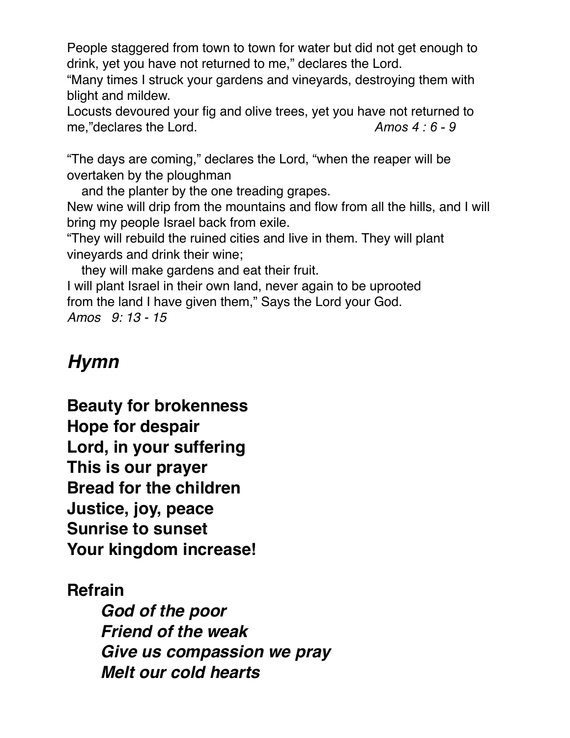People staggered from town to town for water but did not get enough to drink, yet you have not returned to me," declares the Lord.
"Many times I struck your gardens and vineyards, destroying them with blight and mildew.
Locusts devoured your fig and olive trees, yet you have not returned to me,"declares the Lord. *Amos 4 : 6 - 9*

"The days are coming," declares the Lord, "when the reaper will be overtaken by the ploughman
and the planter by the one treading grapes.
New wine will drip from the mountains and flow from all the hills, and I will bring my people Israel back from exile.
"They will rebuild the ruined cities and live in them. They will plant vineyards and drink their wine;
they will make gardens and eat their fruit.
I will plant Israel in their own land, never again to be uprooted
from the land I have given them," Says the Lord your God.
*Amos 9: 13 - 15*

## *Hymn*

**Beauty for brokenness**
**Hope for despair**
**Lord, in your suffering**
**This is our prayer**
**Bread for the children**
**Justice, joy, peace**
**Sunrise to sunset**
**Your kingdom increase!**

**Refrain**

***God of the poor***
***Friend of the weak***
***Give us compassion we pray***
***Melt our cold hearts***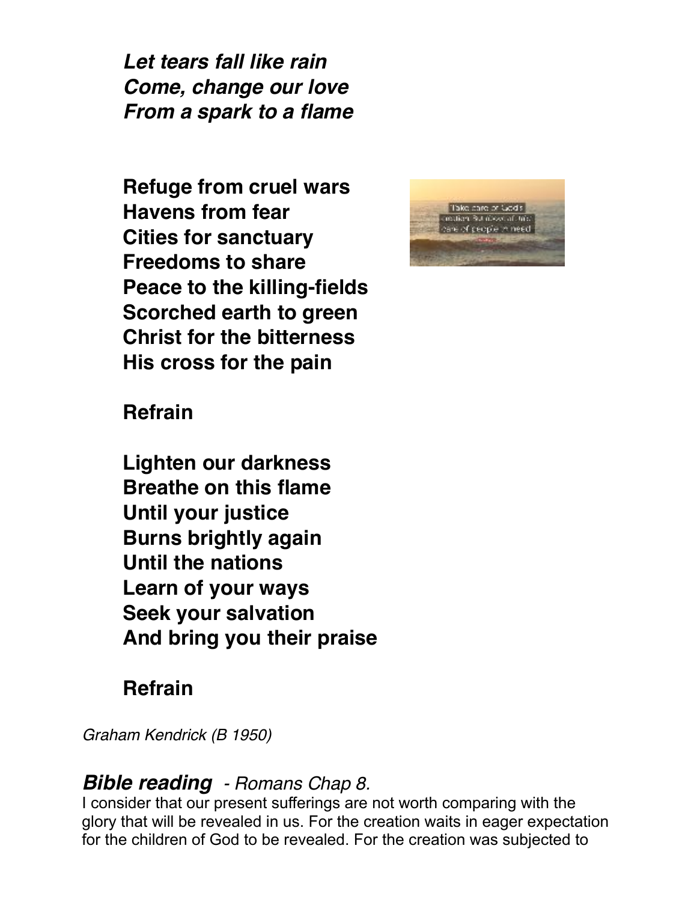***Let tears fall like rain***
***Come, change our love***
***From a spark to a flame***

**Refuge from cruel wars**
**Havens from fear**
**Cities for sanctuary**
**Freedoms to share**
**Peace to the killing-fields**
**Scorched earth to green**
**Christ for the bitterness**
**His cross for the pain**

**Refrain**

**Lighten our darkness**
**Breathe on this flame**
**Until your justice**
**Burns brightly again**
**Until the nations**
**Learn of your ways**
**Seek your salvation**
**And bring you their praise**

**Refrain**

*Graham Kendrick (B 1950)*

***Bible reading*** *- Romans Chap 8.*

I consider that our present sufferings are not worth comparing with the glory that will be revealed in us. For the creation waits in eager expectation for the children of God to be revealed. For the creation was subjected to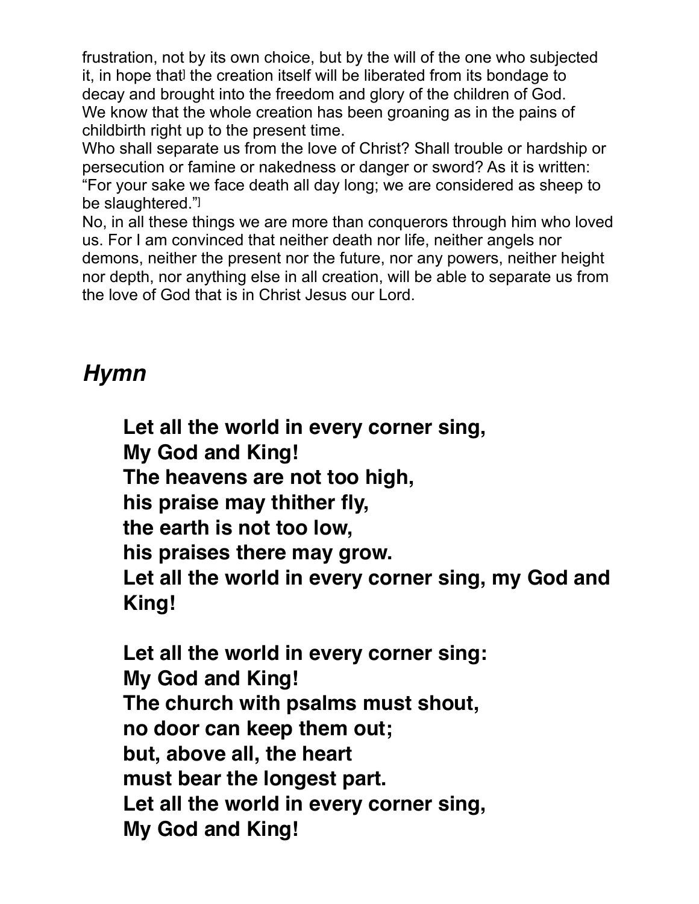frustration, not by its own choice, but by the will of the one who subjected it, in hope that the creation itself will be liberated from its bondage to decay and brought into the freedom and glory of the children of God.
We know that the whole creation has been groaning as in the pains of childbirth right up to the present time.
Who shall separate us from the love of Christ? Shall trouble or hardship or persecution or famine or nakedness or danger or sword? As it is written: "For your sake we face death all day long; we are considered as sheep to be slaughtered."
No, in all these things we are more than conquerors through him who loved us. For I am convinced that neither death nor life, neither angels nor demons, neither the present nor the future, nor any powers, neither height nor depth, nor anything else in all creation, will be able to separate us from the love of God that is in Christ Jesus our Lord.

## *Hymn*

**Let all the world in every corner sing,**
**My God and King!**
**The heavens are not too high,**
**his praise may thither fly,**
**the earth is not too low,**
**his praises there may grow.**
**Let all the world in every corner sing, my God and King!**

**Let all the world in every corner sing:**
**My God and King!**
**The church with psalms must shout,**
**no door can keep them out;**
**but, above all, the heart**
**must bear the longest part.**
**Let all the world in every corner sing,**
**My God and King!**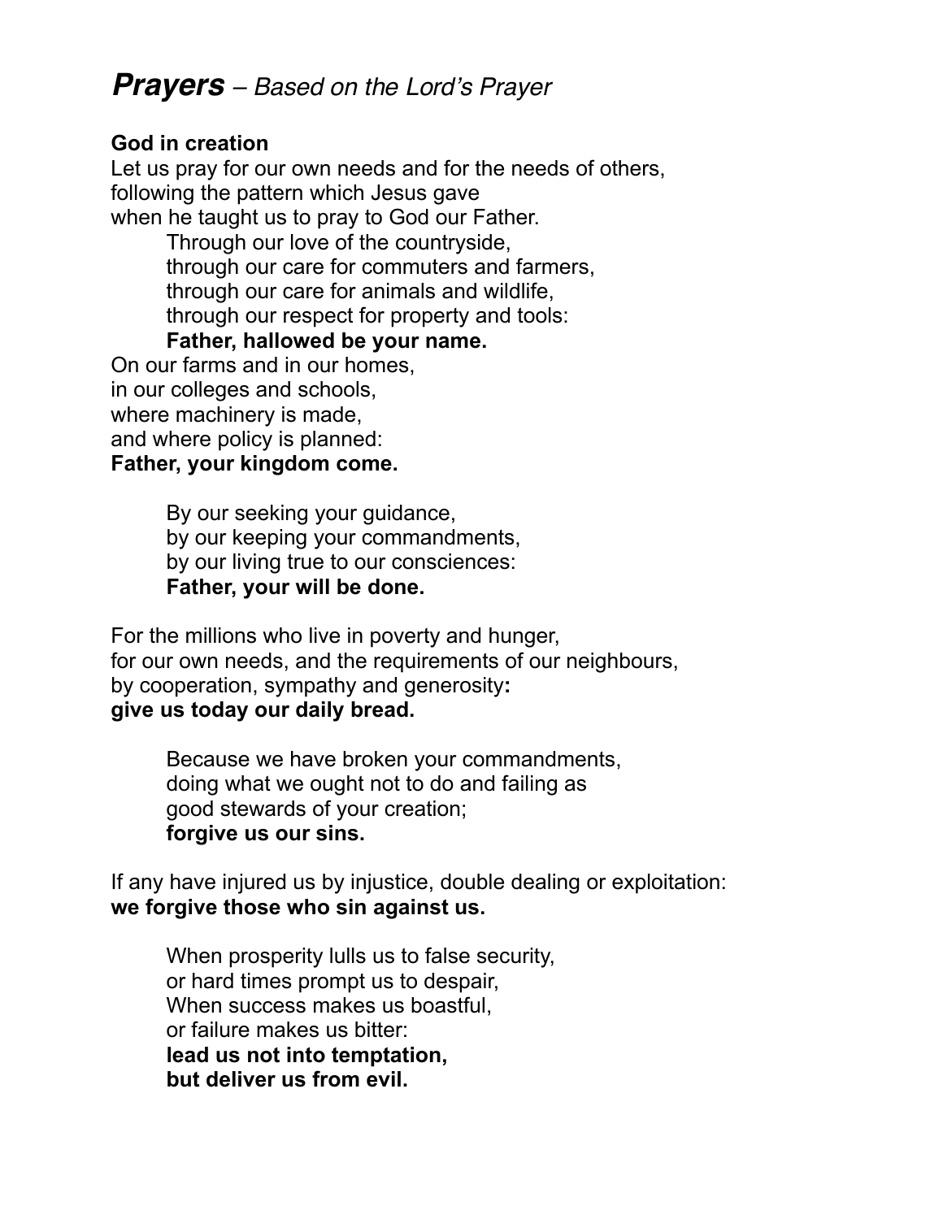# ***Prayers*** – *Based on the Lord's Prayer*

**God in creation**

Let us pray for our own needs and for the needs of others,
following the pattern which Jesus gave
when he taught us to pray to God our Father.

> Through our love of the countryside,
> through our care for commuters and farmers,
> through our care for animals and wildlife,
> through our respect for property and tools:
> **Father, hallowed be your name.**

On our farms and in our homes,
in our colleges and schools,
where machinery is made,
and where policy is planned:
**Father, your kingdom come.**

> By our seeking your guidance,
> by our keeping your commandments,
> by our living true to our consciences:
> **Father, your will be done.**

For the millions who live in poverty and hunger,
for our own needs, and the requirements of our neighbours,
by cooperation, sympathy and generosity**:**
**give us today our daily bread.**

> Because we have broken your commandments,
> doing what we ought not to do and failing as
> good stewards of your creation;
> **forgive us our sins.**

If any have injured us by injustice, double dealing or exploitation:
**we forgive those who sin against us.**

> When prosperity lulls us to false security,
> or hard times prompt us to despair,
> When success makes us boastful,
> or failure makes us bitter:
> **lead us not into temptation,**
> **but deliver us from evil.**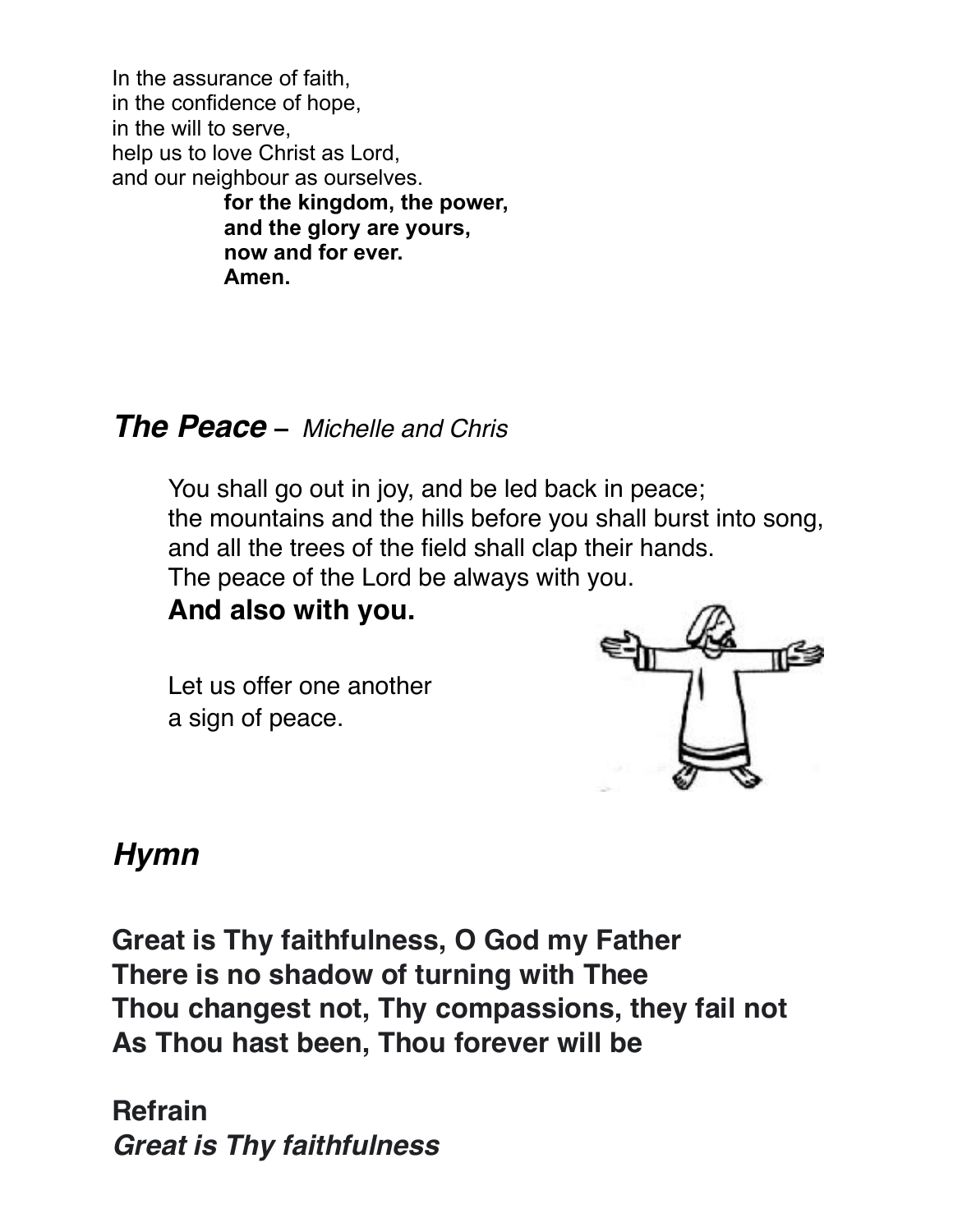In the assurance of faith,
in the confidence of hope,
in the will to serve,
help us to love Christ as Lord,
and our neighbour as ourselves.

**for the kingdom, the power,**
**and the glory are yours,**
**now and for ever.**
**Amen.**

## ***The Peace*** – *Michelle and Chris*

You shall go out in joy, and be led back in peace;
the mountains and the hills before you shall burst into song,
and all the trees of the field shall clap their hands.
The peace of the Lord be always with you.

**And also with you.**

Let us offer one another
a sign of peace.

## ***Hymn***

**Great is Thy faithfulness, O God my Father**
**There is no shadow of turning with Thee**
**Thou changest not, Thy compassions, they fail not**
**As Thou hast been, Thou forever will be**

**Refrain**
***Great is Thy faithfulness***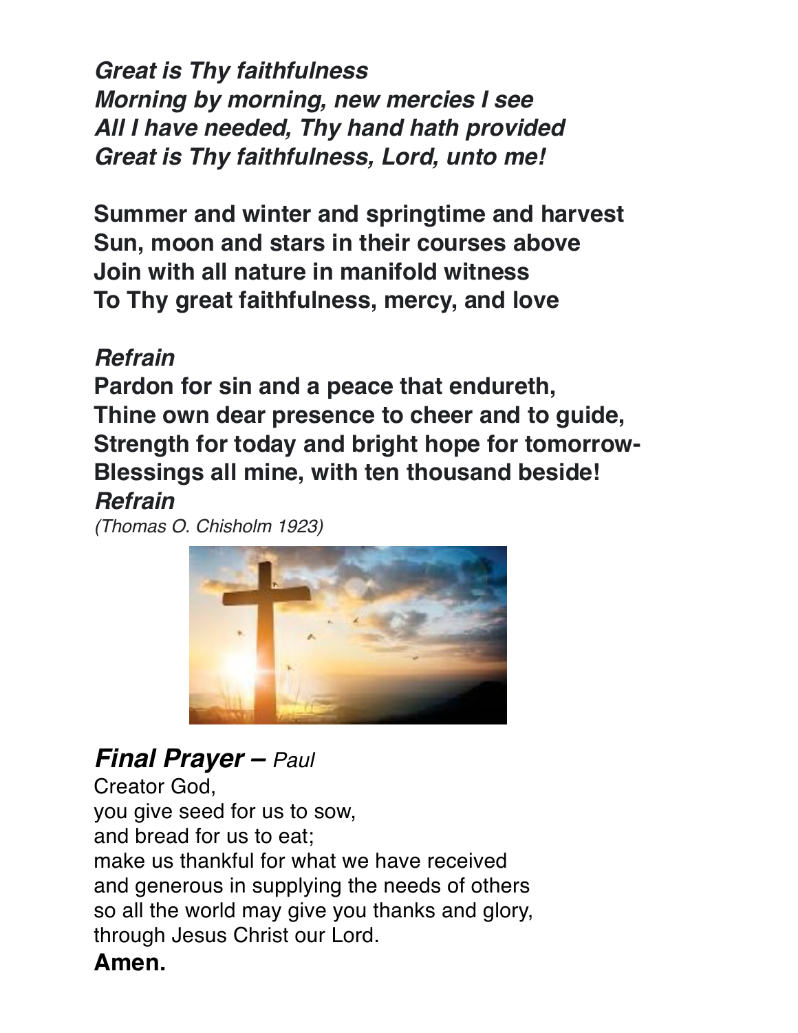***Great is Thy faithfulness***
***Morning by morning, new mercies I see***
***All I have needed, Thy hand hath provided***
***Great is Thy faithfulness, Lord, unto me!***

**Summer and winter and springtime and harvest**
**Sun, moon and stars in their courses above**
**Join with all nature in manifold witness**
**To Thy great faithfulness, mercy, and love**

***Refrain***

**Pardon for sin and a peace that endureth,**
**Thine own dear presence to cheer and to guide,**
**Strength for today and bright hope for tomorrow-**
**Blessings all mine, with ten thousand beside!**
***Refrain***

*(Thomas O. Chisholm 1923)*

## ***Final Prayer –*** *Paul*

Creator God,
you give seed for us to sow,
and bread for us to eat;
make us thankful for what we have received
and generous in supplying the needs of others
so all the world may give you thanks and glory,
through Jesus Christ our Lord.
**Amen.**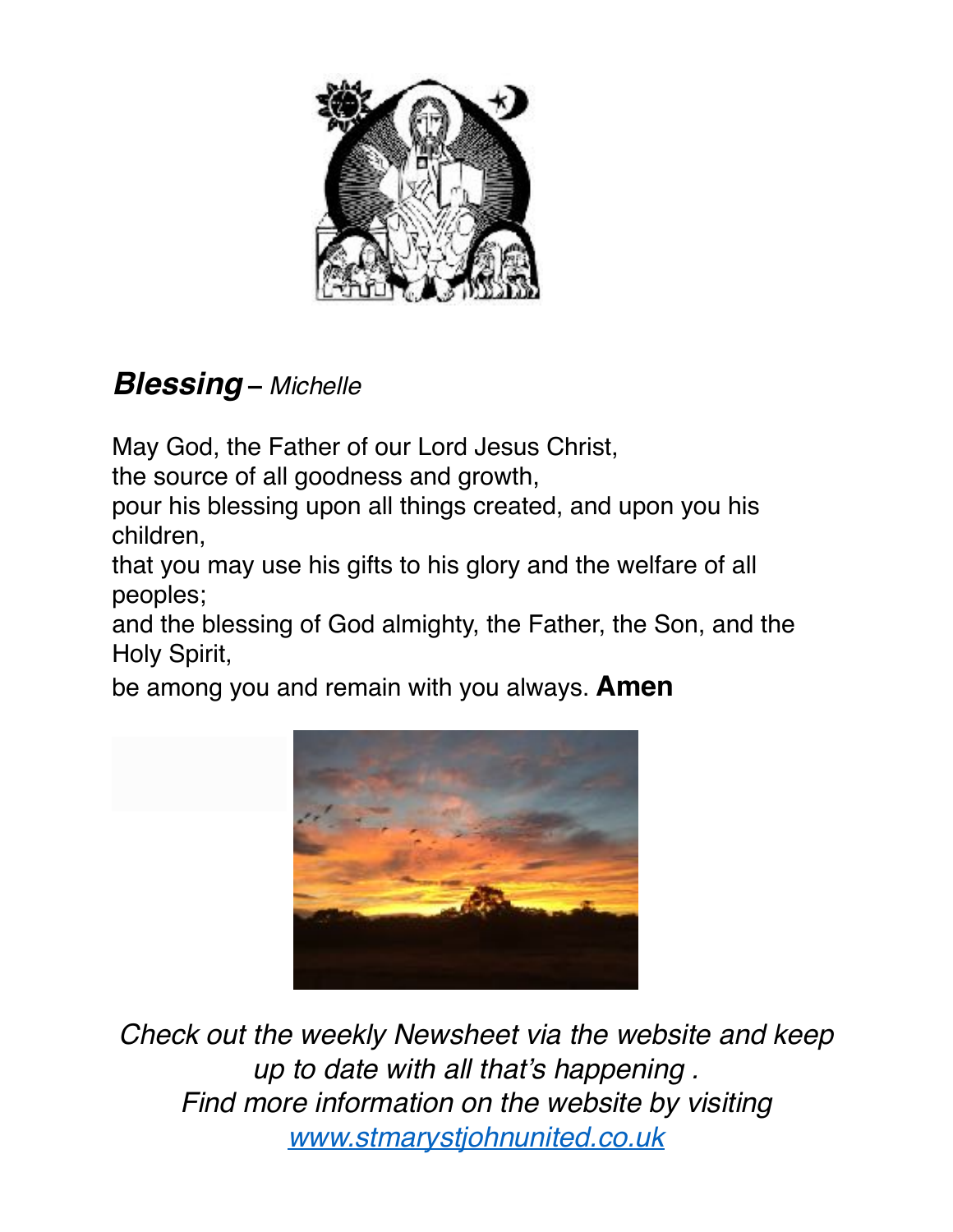***Blessing** – Michelle*

May God, the Father of our Lord Jesus Christ,
the source of all goodness and growth,
pour his blessing upon all things created, and upon you his children,
that you may use his gifts to his glory and the welfare of all peoples;
and the blessing of God almighty, the Father, the Son, and the Holy Spirit,
be among you and remain with you always. **Amen**

*Check out the weekly Newsheet via the website and keep up to date with all that's happening .*
*Find more information on the website by visiting [www.stmarystjohnunited.co.uk](http://www.stmarystjohnunited.co.uk)*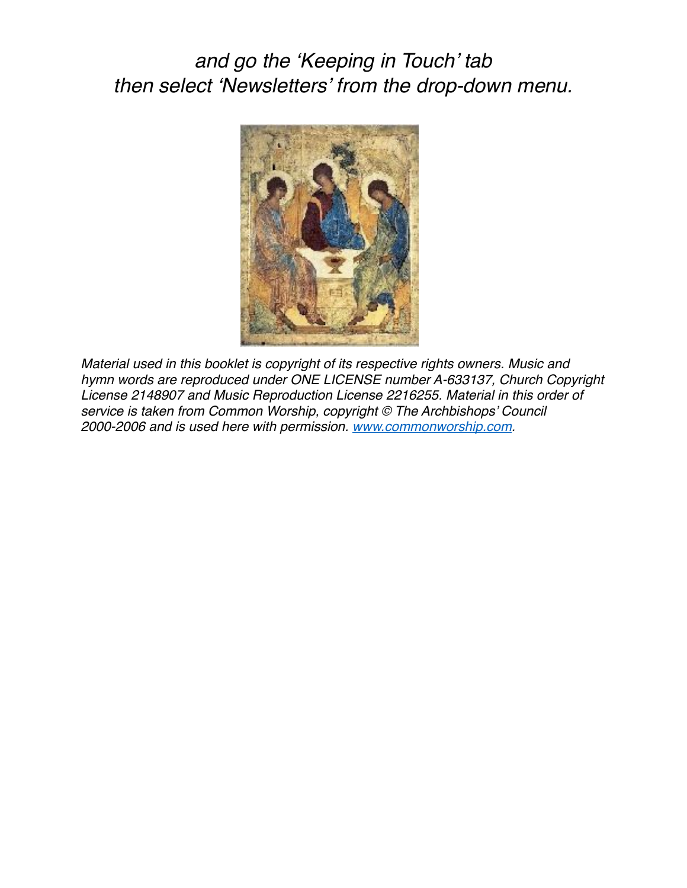*and go the ‘Keeping in Touch’ tab then select ‘Newsletters’ from the drop-down menu.*

*Material used in this booklet is copyright of its respective rights owners. Music and hymn words are reproduced under ONE LICENSE number A-633137, Church Copyright License 2148907 and Music Reproduction License 2216255. Material in this order of service is taken from Common Worship, copyright © The Archbishops’ Council 2000-2006 and is used here with permission. [www.commonworship.com](http://www.commonworship.com).*